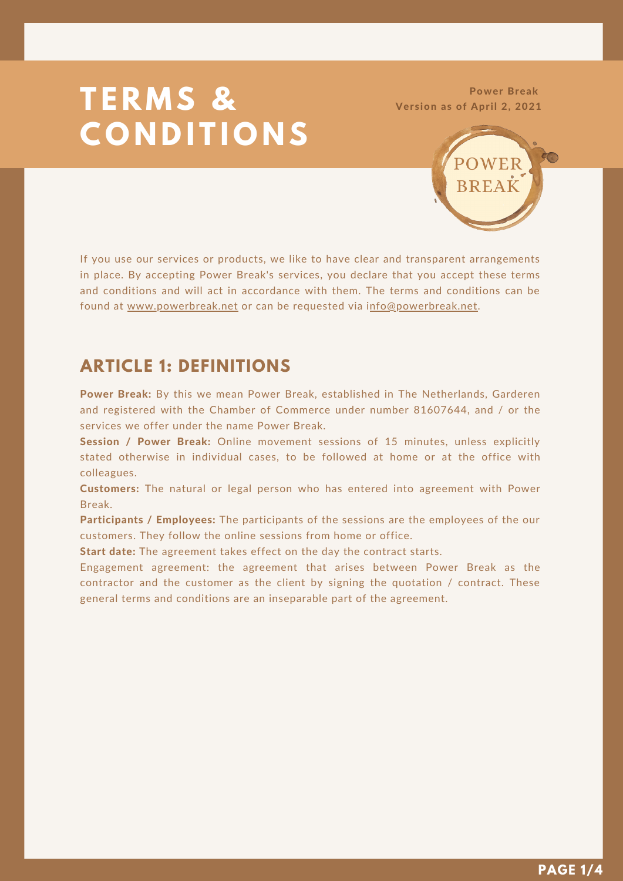# TERMS & CONDITIONS

**Power Break**
**Version as of April 2, 2021**

If you use our services or products, we like to have clear and transparent arrangements in place. By accepting Power Break's services, you declare that you accept these terms and conditions and will act in accordance with them. The terms and conditions can be found at www.powerbreak.net or can be requested via info@powerbreak.net.

## ARTICLE 1: DEFINITIONS

**Power Break:** By this we mean Power Break, established in The Netherlands, Garderen and registered with the Chamber of Commerce under number 81607644, and / or the services we offer under the name Power Break.

**Session / Power Break:** Online movement sessions of 15 minutes, unless explicitly stated otherwise in individual cases, to be followed at home or at the office with colleagues.

**Customers:** The natural or legal person who has entered into agreement with Power Break.

**Participants / Employees:** The participants of the sessions are the employees of the our customers. They follow the online sessions from home or office.

**Start date:** The agreement takes effect on the day the contract starts.

Engagement agreement: the agreement that arises between Power Break as the contractor and the customer as the client by signing the quotation / contract. These general terms and conditions are an inseparable part of the agreement.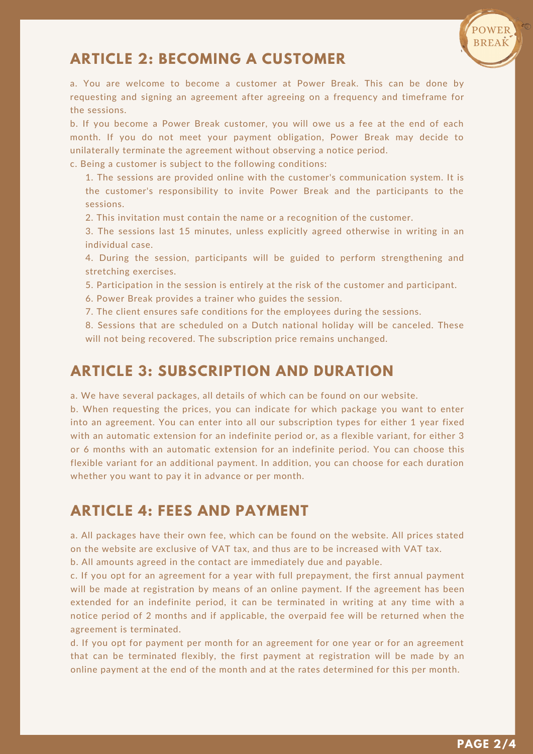## ARTICLE 2: BECOMING A CUSTOMER

a. You are welcome to become a customer at Power Break. This can be done by requesting and signing an agreement after agreeing on a frequency and timeframe for the sessions.

b. If you become a Power Break customer, you will owe us a fee at the end of each month. If you do not meet your payment obligation, Power Break may decide to unilaterally terminate the agreement without observing a notice period.

c. Being a customer is subject to the following conditions:

1. The sessions are provided online with the customer's communication system. It is the customer's responsibility to invite Power Break and the participants to the sessions.
2. This invitation must contain the name or a recognition of the customer.
3. The sessions last 15 minutes, unless explicitly agreed otherwise in writing in an individual case.
4. During the session, participants will be guided to perform strengthening and stretching exercises.
5. Participation in the session is entirely at the risk of the customer and participant.
6. Power Break provides a trainer who guides the session.
7. The client ensures safe conditions for the employees during the sessions.
8. Sessions that are scheduled on a Dutch national holiday will be canceled. These will not being recovered. The subscription price remains unchanged.

## ARTICLE 3: SUBSCRIPTION AND DURATION

a. We have several packages, all details of which can be found on our website.

b. When requesting the prices, you can indicate for which package you want to enter into an agreement. You can enter into all our subscription types for either 1 year fixed with an automatic extension for an indefinite period or, as a flexible variant, for either 3 or 6 months with an automatic extension for an indefinite period. You can choose this flexible variant for an additional payment. In addition, you can choose for each duration whether you want to pay it in advance or per month.

## ARTICLE 4: FEES AND PAYMENT

a. All packages have their own fee, which can be found on the website. All prices stated on the website are exclusive of VAT tax, and thus are to be increased with VAT tax.

b. All amounts agreed in the contact are immediately due and payable.

c. If you opt for an agreement for a year with full prepayment, the first annual payment will be made at registration by means of an online payment. If the agreement has been extended for an indefinite period, it can be terminated in writing at any time with a notice period of 2 months and if applicable, the overpaid fee will be returned when the agreement is terminated.

d. If you opt for payment per month for an agreement for one year or for an agreement that can be terminated flexibly, the first payment at registration will be made by an online payment at the end of the month and at the rates determined for this per month.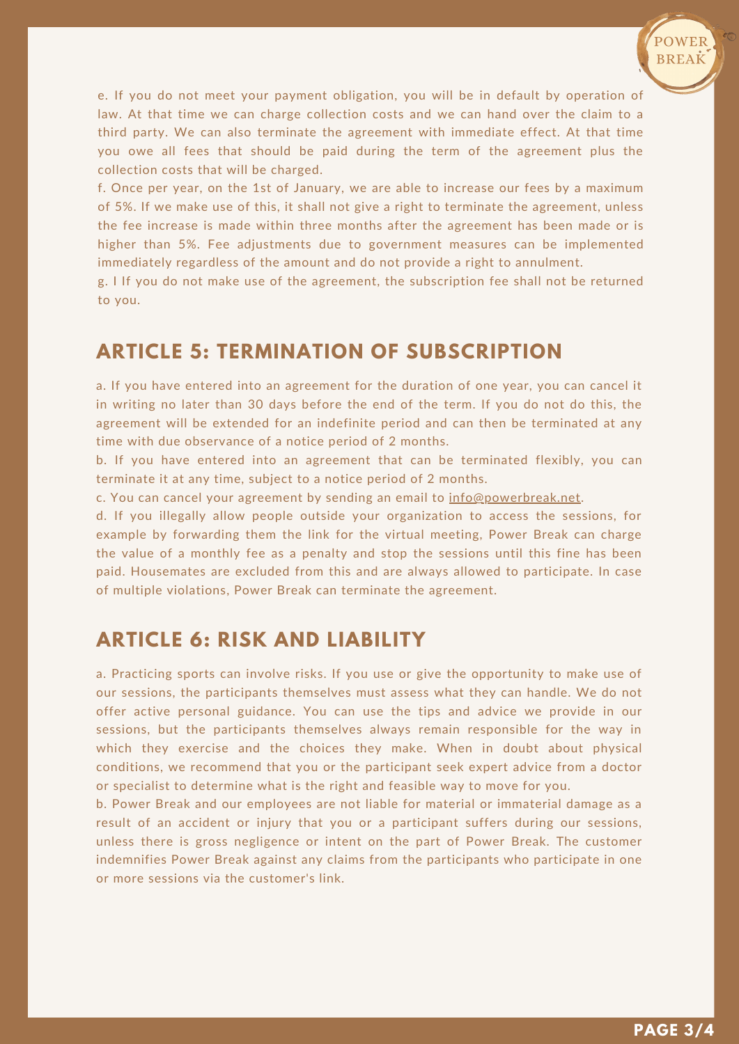e. If you do not meet your payment obligation, you will be in default by operation of law. At that time we can charge collection costs and we can hand over the claim to a third party. We can also terminate the agreement with immediate effect. At that time you owe all fees that should be paid during the term of the agreement plus the collection costs that will be charged.

f. Once per year, on the 1st of January, we are able to increase our fees by a maximum of 5%. If we make use of this, it shall not give a right to terminate the agreement, unless the fee increase is made within three months after the agreement has been made or is higher than 5%. Fee adjustments due to government measures can be implemented immediately regardless of the amount and do not provide a right to annulment.

g. I If you do not make use of the agreement, the subscription fee shall not be returned to you.

## ARTICLE 5: TERMINATION OF SUBSCRIPTION

a. If you have entered into an agreement for the duration of one year, you can cancel it in writing no later than 30 days before the end of the term. If you do not do this, the agreement will be extended for an indefinite period and can then be terminated at any time with due observance of a notice period of 2 months.

b. If you have entered into an agreement that can be terminated flexibly, you can terminate it at any time, subject to a notice period of 2 months.

c. You can cancel your agreement by sending an email to info@powerbreak.net.

d. If you illegally allow people outside your organization to access the sessions, for example by forwarding them the link for the virtual meeting, Power Break can charge the value of a monthly fee as a penalty and stop the sessions until this fine has been paid. Housemates are excluded from this and are always allowed to participate. In case of multiple violations, Power Break can terminate the agreement.

## ARTICLE 6: RISK AND LIABILITY

a. Practicing sports can involve risks. If you use or give the opportunity to make use of our sessions, the participants themselves must assess what they can handle. We do not offer active personal guidance. You can use the tips and advice we provide in our sessions, but the participants themselves always remain responsible for the way in which they exercise and the choices they make. When in doubt about physical conditions, we recommend that you or the participant seek expert advice from a doctor or specialist to determine what is the right and feasible way to move for you.

b. Power Break and our employees are not liable for material or immaterial damage as a result of an accident or injury that you or a participant suffers during our sessions, unless there is gross negligence or intent on the part of Power Break. The customer indemnifies Power Break against any claims from the participants who participate in one or more sessions via the customer's link.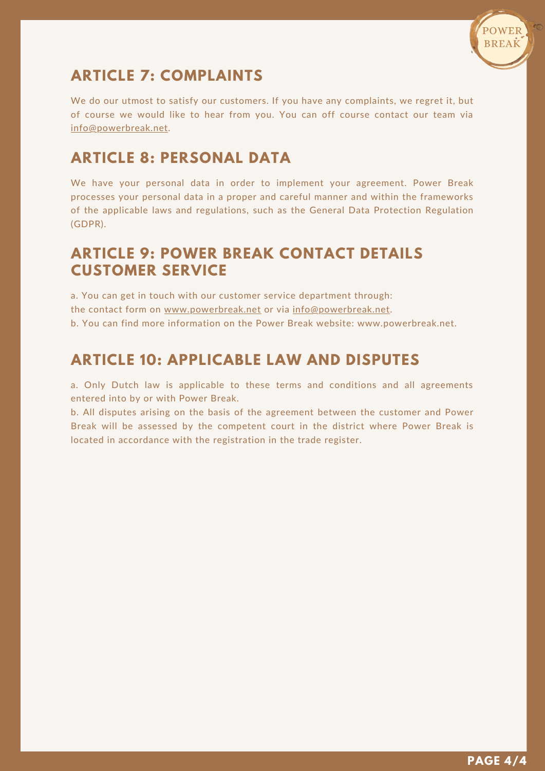## ARTICLE 7: COMPLAINTS

We do our utmost to satisfy our customers. If you have any complaints, we regret it, but of course we would like to hear from you. You can off course contact our team via info@powerbreak.net.

## ARTICLE 8: PERSONAL DATA

We have your personal data in order to implement your agreement. Power Break processes your personal data in a proper and careful manner and within the frameworks of the applicable laws and regulations, such as the General Data Protection Regulation (GDPR).

## ARTICLE 9: POWER BREAK CONTACT DETAILS CUSTOMER SERVICE

a. You can get in touch with our customer service department through:
the contact form on www.powerbreak.net or via info@powerbreak.net.
b. You can find more information on the Power Break website: www.powerbreak.net.

## ARTICLE 10: APPLICABLE LAW AND DISPUTES

a. Only Dutch law is applicable to these terms and conditions and all agreements entered into by or with Power Break.
b. All disputes arising on the basis of the agreement between the customer and Power Break will be assessed by the competent court in the district where Power Break is located in accordance with the registration in the trade register.